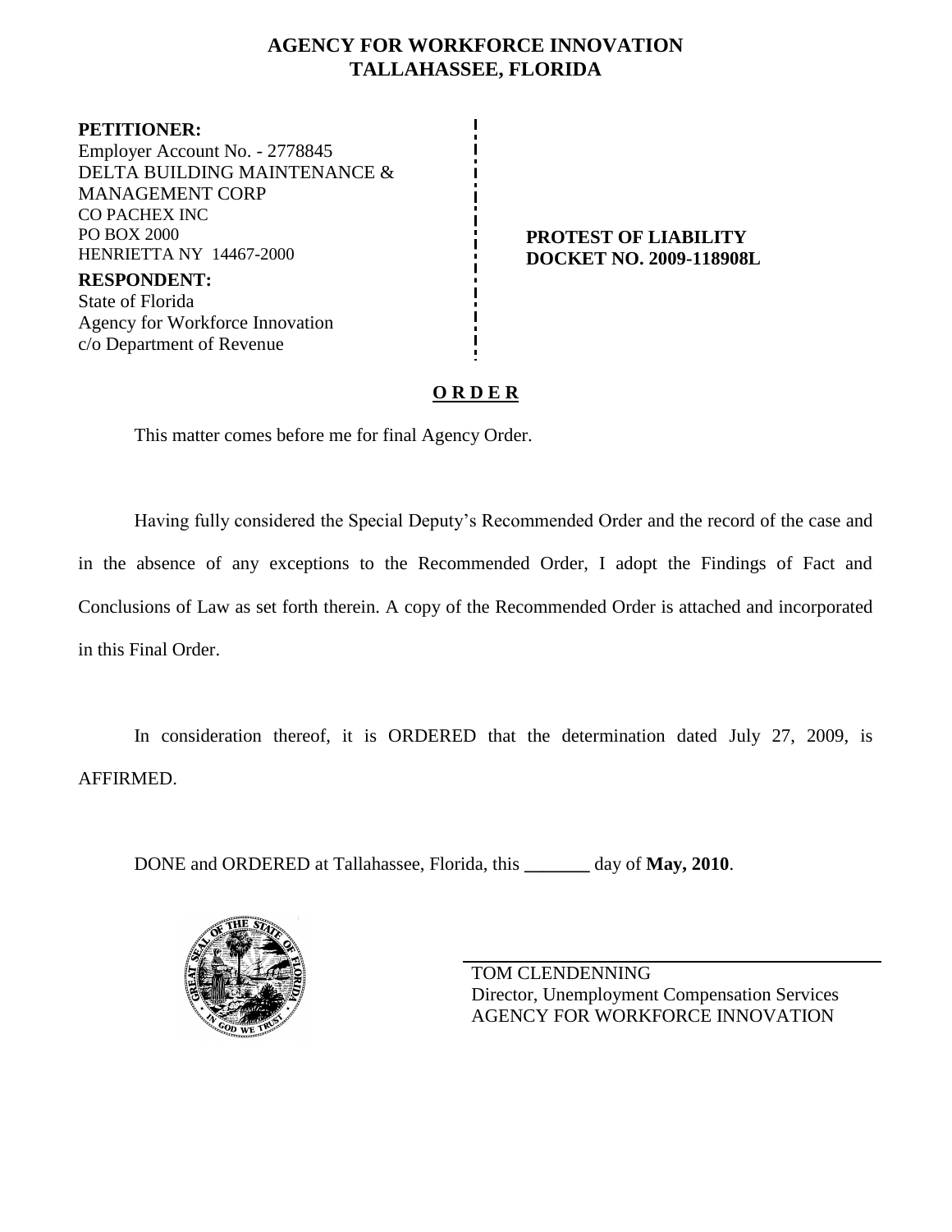# AGENCY FOR WORKFORCE INNOVATION
# TALLAHASSEE, FLORIDA

**PETITIONER:**
Employer Account No. - 2778845
DELTA BUILDING MAINTENANCE & MANAGEMENT CORP
CO PACHEX INC
PO BOX 2000
HENRIETTA NY 14467-2000

**RESPONDENT:**
State of Florida
Agency for Workforce Innovation
c/o Department of Revenue

**PROTEST OF LIABILITY**
**DOCKET NO. 2009-118908L**

## O R D E R

This matter comes before me for final Agency Order.

Having fully considered the Special Deputy's Recommended Order and the record of the case and in the absence of any exceptions to the Recommended Order, I adopt the Findings of Fact and Conclusions of Law as set forth therein. A copy of the Recommended Order is attached and incorporated in this Final Order.

In consideration thereof, it is ORDERED that the determination dated July 27, 2009, is AFFIRMED.

DONE and ORDERED at Tallahassee, Florida, this _______ day of **May, 2010**.

TOM CLENDENNING
Director, Unemployment Compensation Services
AGENCY FOR WORKFORCE INNOVATION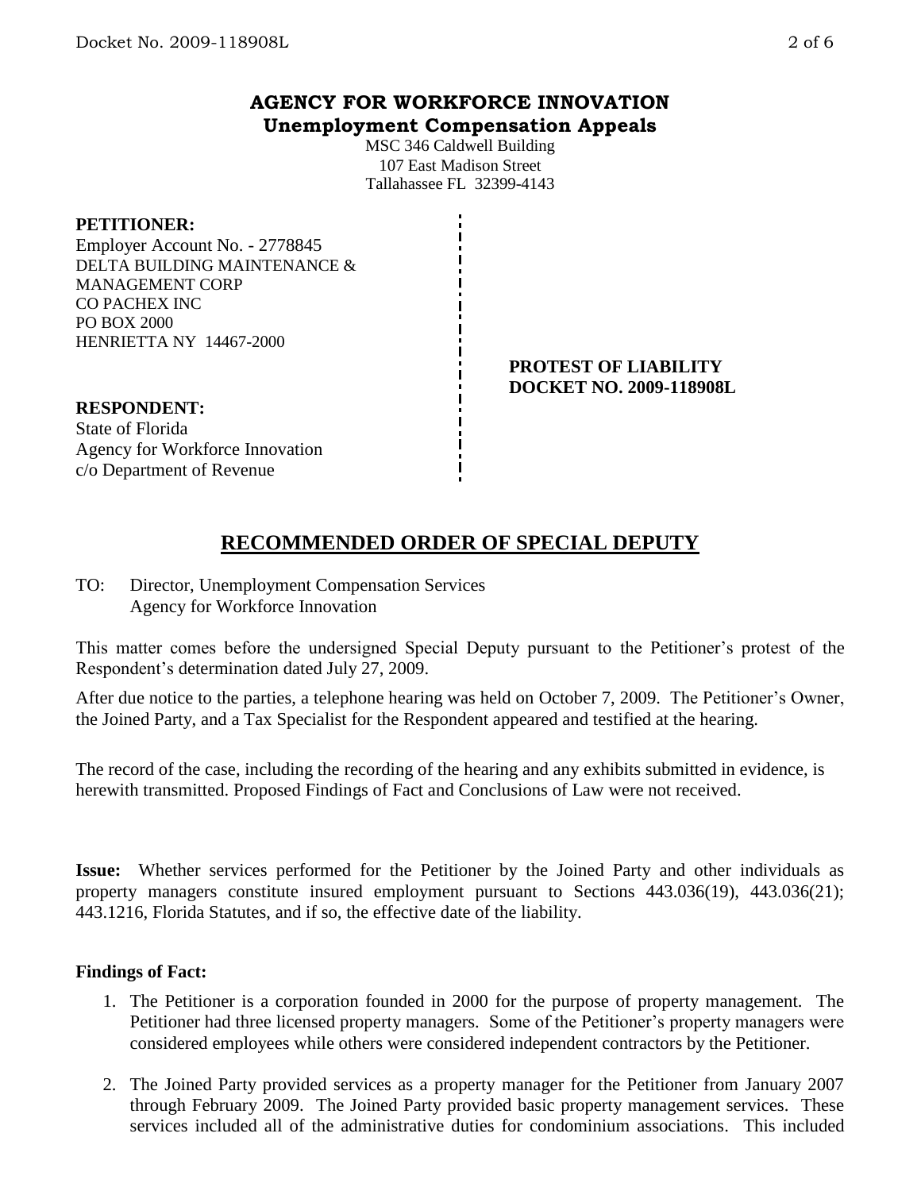# AGENCY FOR WORKFORCE INNOVATION
## Unemployment Compensation Appeals

MSC 346 Caldwell Building
107 East Madison Street
Tallahassee FL 32399-4143

**PETITIONER:**
Employer Account No. - 2778845
DELTA BUILDING MAINTENANCE & MANAGEMENT CORP
CO PACHEX INC
PO BOX 2000
HENRIETTA NY 14467-2000

**PROTEST OF LIABILITY**
**DOCKET NO. 2009-118908L**

**RESPONDENT:**
State of Florida
Agency for Workforce Innovation
c/o Department of Revenue

## RECOMMENDED ORDER OF SPECIAL DEPUTY

TO: Director, Unemployment Compensation Services
Agency for Workforce Innovation

This matter comes before the undersigned Special Deputy pursuant to the Petitioner's protest of the Respondent's determination dated July 27, 2009.

After due notice to the parties, a telephone hearing was held on October 7, 2009. The Petitioner's Owner, the Joined Party, and a Tax Specialist for the Respondent appeared and testified at the hearing.

The record of the case, including the recording of the hearing and any exhibits submitted in evidence, is herewith transmitted. Proposed Findings of Fact and Conclusions of Law were not received.

**Issue:** Whether services performed for the Petitioner by the Joined Party and other individuals as property managers constitute insured employment pursuant to Sections 443.036(19), 443.036(21); 443.1216, Florida Statutes, and if so, the effective date of the liability.

**Findings of Fact:**

1. The Petitioner is a corporation founded in 2000 for the purpose of property management. The Petitioner had three licensed property managers. Some of the Petitioner's property managers were considered employees while others were considered independent contractors by the Petitioner.

2. The Joined Party provided services as a property manager for the Petitioner from January 2007 through February 2009. The Joined Party provided basic property management services. These services included all of the administrative duties for condominium associations. This included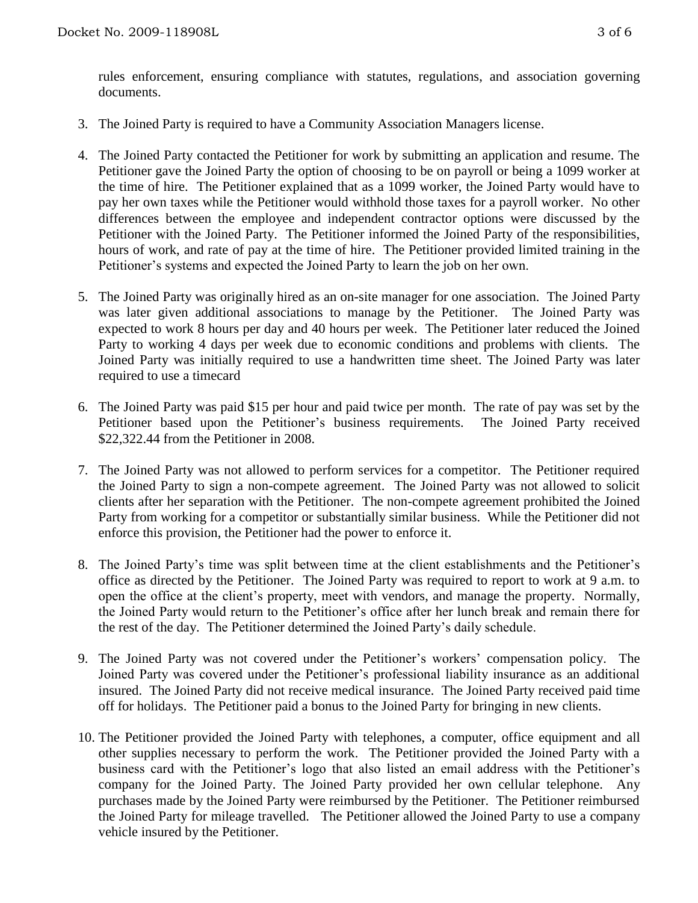rules enforcement, ensuring compliance with statutes, regulations, and association governing documents.

3. The Joined Party is required to have a Community Association Managers license.

4. The Joined Party contacted the Petitioner for work by submitting an application and resume. The Petitioner gave the Joined Party the option of choosing to be on payroll or being a 1099 worker at the time of hire. The Petitioner explained that as a 1099 worker, the Joined Party would have to pay her own taxes while the Petitioner would withhold those taxes for a payroll worker. No other differences between the employee and independent contractor options were discussed by the Petitioner with the Joined Party. The Petitioner informed the Joined Party of the responsibilities, hours of work, and rate of pay at the time of hire. The Petitioner provided limited training in the Petitioner's systems and expected the Joined Party to learn the job on her own.

5. The Joined Party was originally hired as an on-site manager for one association. The Joined Party was later given additional associations to manage by the Petitioner. The Joined Party was expected to work 8 hours per day and 40 hours per week. The Petitioner later reduced the Joined Party to working 4 days per week due to economic conditions and problems with clients. The Joined Party was initially required to use a handwritten time sheet. The Joined Party was later required to use a timecard

6. The Joined Party was paid $15 per hour and paid twice per month. The rate of pay was set by the Petitioner based upon the Petitioner's business requirements. The Joined Party received $22,322.44 from the Petitioner in 2008.

7. The Joined Party was not allowed to perform services for a competitor. The Petitioner required the Joined Party to sign a non-compete agreement. The Joined Party was not allowed to solicit clients after her separation with the Petitioner. The non-compete agreement prohibited the Joined Party from working for a competitor or substantially similar business. While the Petitioner did not enforce this provision, the Petitioner had the power to enforce it.

8. The Joined Party's time was split between time at the client establishments and the Petitioner's office as directed by the Petitioner. The Joined Party was required to report to work at 9 a.m. to open the office at the client's property, meet with vendors, and manage the property. Normally, the Joined Party would return to the Petitioner's office after her lunch break and remain there for the rest of the day. The Petitioner determined the Joined Party's daily schedule.

9. The Joined Party was not covered under the Petitioner's workers' compensation policy. The Joined Party was covered under the Petitioner's professional liability insurance as an additional insured. The Joined Party did not receive medical insurance. The Joined Party received paid time off for holidays. The Petitioner paid a bonus to the Joined Party for bringing in new clients.

10. The Petitioner provided the Joined Party with telephones, a computer, office equipment and all other supplies necessary to perform the work. The Petitioner provided the Joined Party with a business card with the Petitioner's logo that also listed an email address with the Petitioner's company for the Joined Party. The Joined Party provided her own cellular telephone. Any purchases made by the Joined Party were reimbursed by the Petitioner. The Petitioner reimbursed the Joined Party for mileage travelled. The Petitioner allowed the Joined Party to use a company vehicle insured by the Petitioner.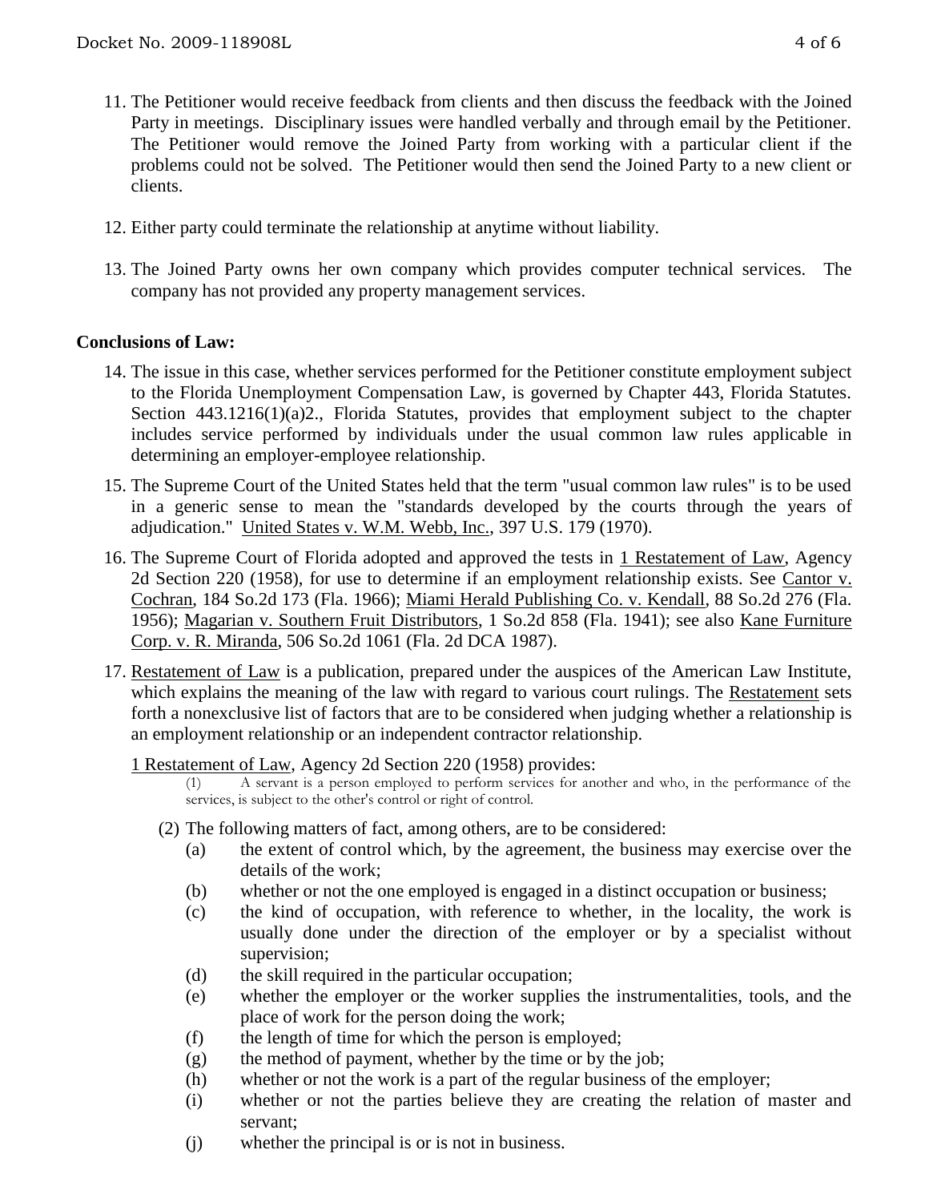11. The Petitioner would receive feedback from clients and then discuss the feedback with the Joined Party in meetings. Disciplinary issues were handled verbally and through email by the Petitioner. The Petitioner would remove the Joined Party from working with a particular client if the problems could not be solved. The Petitioner would then send the Joined Party to a new client or clients.

12. Either party could terminate the relationship at anytime without liability.

13. The Joined Party owns her own company which provides computer technical services. The company has not provided any property management services.

**Conclusions of Law:**

14. The issue in this case, whether services performed for the Petitioner constitute employment subject to the Florida Unemployment Compensation Law, is governed by Chapter 443, Florida Statutes. Section 443.1216(1)(a)2., Florida Statutes, provides that employment subject to the chapter includes service performed by individuals under the usual common law rules applicable in determining an employer-employee relationship.

15. The Supreme Court of the United States held that the term "usual common law rules" is to be used in a generic sense to mean the "standards developed by the courts through the years of adjudication." United States v. W.M. Webb, Inc., 397 U.S. 179 (1970).

16. The Supreme Court of Florida adopted and approved the tests in 1 Restatement of Law, Agency 2d Section 220 (1958), for use to determine if an employment relationship exists. See Cantor v. Cochran, 184 So.2d 173 (Fla. 1966); Miami Herald Publishing Co. v. Kendall, 88 So.2d 276 (Fla. 1956); Magarian v. Southern Fruit Distributors, 1 So.2d 858 (Fla. 1941); see also Kane Furniture Corp. v. R. Miranda, 506 So.2d 1061 (Fla. 2d DCA 1987).

17. Restatement of Law is a publication, prepared under the auspices of the American Law Institute, which explains the meaning of the law with regard to various court rulings. The Restatement sets forth a nonexclusive list of factors that are to be considered when judging whether a relationship is an employment relationship or an independent contractor relationship.

    1 Restatement of Law, Agency 2d Section 220 (1958) provides:

    (1) A servant is a person employed to perform services for another and who, in the performance of the services, is subject to the other's control or right of control.

    (2) The following matters of fact, among others, are to be considered:
    - (a) the extent of control which, by the agreement, the business may exercise over the details of the work;
    - (b) whether or not the one employed is engaged in a distinct occupation or business;
    - (c) the kind of occupation, with reference to whether, in the locality, the work is usually done under the direction of the employer or by a specialist without supervision;
    - (d) the skill required in the particular occupation;
    - (e) whether the employer or the worker supplies the instrumentalities, tools, and the place of work for the person doing the work;
    - (f) the length of time for which the person is employed;
    - (g) the method of payment, whether by the time or by the job;
    - (h) whether or not the work is a part of the regular business of the employer;
    - (i) whether or not the parties believe they are creating the relation of master and servant;
    - (j) whether the principal is or is not in business.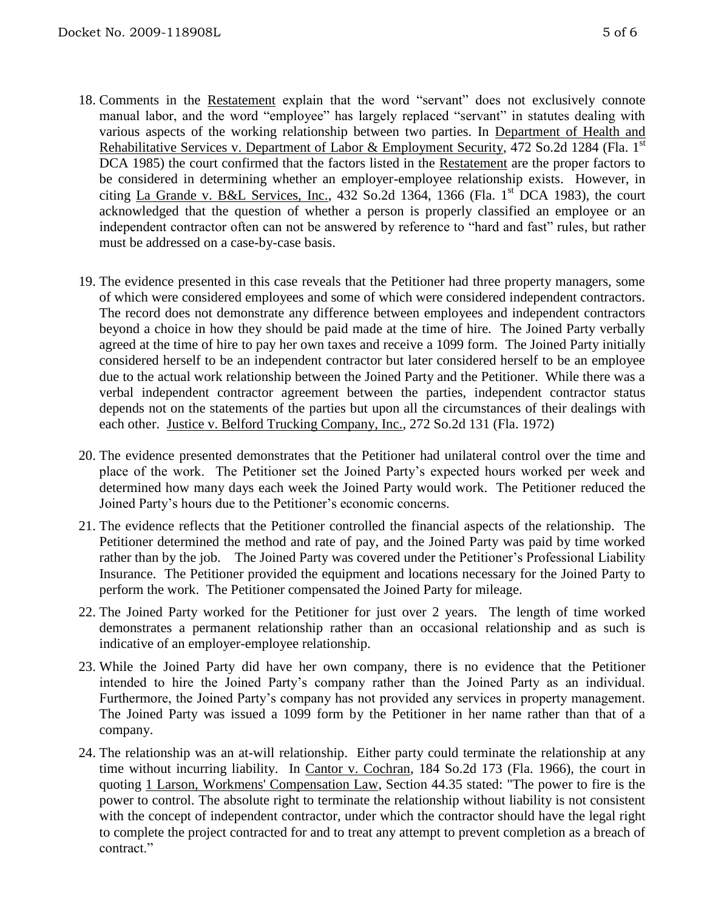18. Comments in the Restatement explain that the word "servant" does not exclusively connote manual labor, and the word "employee" has largely replaced "servant" in statutes dealing with various aspects of the working relationship between two parties. In Department of Health and Rehabilitative Services v. Department of Labor & Employment Security, 472 So.2d 1284 (Fla. 1st DCA 1985) the court confirmed that the factors listed in the Restatement are the proper factors to be considered in determining whether an employer-employee relationship exists. However, in citing La Grande v. B&L Services, Inc., 432 So.2d 1364, 1366 (Fla. 1st DCA 1983), the court acknowledged that the question of whether a person is properly classified an employee or an independent contractor often can not be answered by reference to "hard and fast" rules, but rather must be addressed on a case-by-case basis.

19. The evidence presented in this case reveals that the Petitioner had three property managers, some of which were considered employees and some of which were considered independent contractors. The record does not demonstrate any difference between employees and independent contractors beyond a choice in how they should be paid made at the time of hire. The Joined Party verbally agreed at the time of hire to pay her own taxes and receive a 1099 form. The Joined Party initially considered herself to be an independent contractor but later considered herself to be an employee due to the actual work relationship between the Joined Party and the Petitioner. While there was a verbal independent contractor agreement between the parties, independent contractor status depends not on the statements of the parties but upon all the circumstances of their dealings with each other. Justice v. Belford Trucking Company, Inc., 272 So.2d 131 (Fla. 1972)

20. The evidence presented demonstrates that the Petitioner had unilateral control over the time and place of the work. The Petitioner set the Joined Party's expected hours worked per week and determined how many days each week the Joined Party would work. The Petitioner reduced the Joined Party's hours due to the Petitioner's economic concerns.

21. The evidence reflects that the Petitioner controlled the financial aspects of the relationship. The Petitioner determined the method and rate of pay, and the Joined Party was paid by time worked rather than by the job. The Joined Party was covered under the Petitioner's Professional Liability Insurance. The Petitioner provided the equipment and locations necessary for the Joined Party to perform the work. The Petitioner compensated the Joined Party for mileage.

22. The Joined Party worked for the Petitioner for just over 2 years. The length of time worked demonstrates a permanent relationship rather than an occasional relationship and as such is indicative of an employer-employee relationship.

23. While the Joined Party did have her own company, there is no evidence that the Petitioner intended to hire the Joined Party's company rather than the Joined Party as an individual. Furthermore, the Joined Party's company has not provided any services in property management. The Joined Party was issued a 1099 form by the Petitioner in her name rather than that of a company.

24. The relationship was an at-will relationship. Either party could terminate the relationship at any time without incurring liability. In Cantor v. Cochran, 184 So.2d 173 (Fla. 1966), the court in quoting 1 Larson, Workmens' Compensation Law, Section 44.35 stated: "The power to fire is the power to control. The absolute right to terminate the relationship without liability is not consistent with the concept of independent contractor, under which the contractor should have the legal right to complete the project contracted for and to treat any attempt to prevent completion as a breach of contract."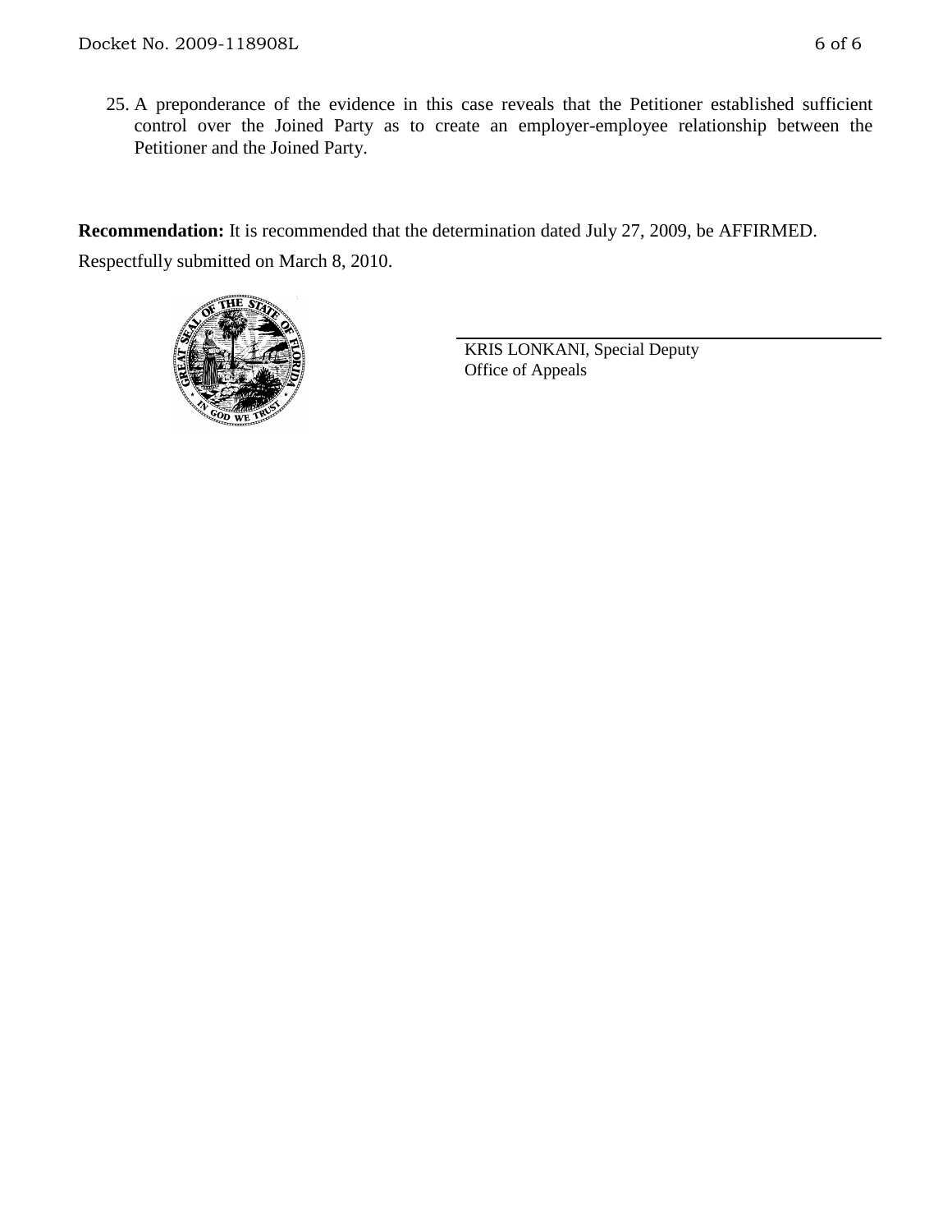25. A preponderance of the evidence in this case reveals that the Petitioner established sufficient control over the Joined Party as to create an employer-employee relationship between the Petitioner and the Joined Party.

**Recommendation:** It is recommended that the determination dated July 27, 2009, be AFFIRMED.

Respectfully submitted on March 8, 2010.

KRIS LONKANI, Special Deputy
Office of Appeals